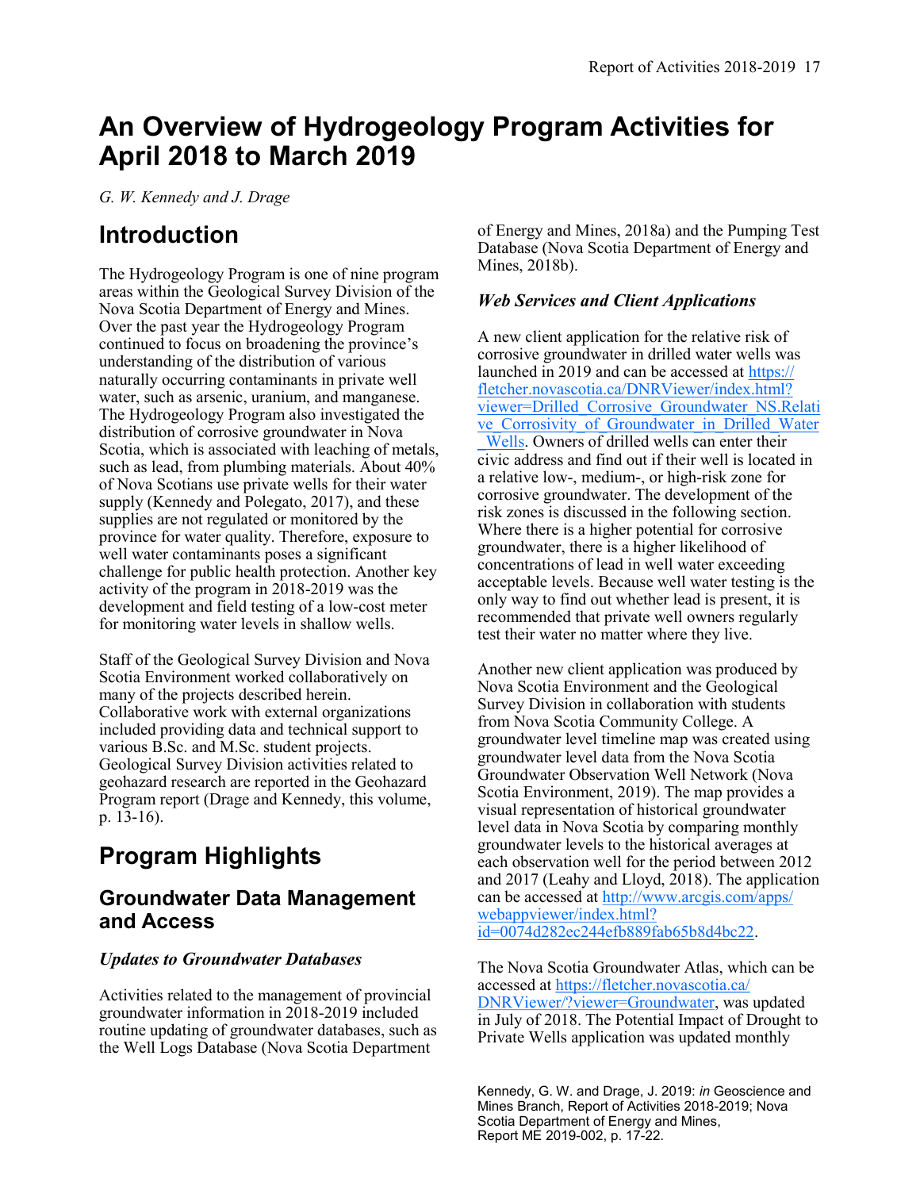# An Overview of Hydrogeology Program Activities for April 2018 to March 2019

*G. W. Kennedy and J. Drage*

## Introduction

The Hydrogeology Program is one of nine program areas within the Geological Survey Division of the Nova Scotia Department of Energy and Mines. Over the past year the Hydrogeology Program continued to focus on broadening the province's understanding of the distribution of various naturally occurring contaminants in private well water, such as arsenic, uranium, and manganese. The Hydrogeology Program also investigated the distribution of corrosive groundwater in Nova Scotia, which is associated with leaching of metals, such as lead, from plumbing materials. About 40% of Nova Scotians use private wells for their water supply (Kennedy and Polegato, 2017), and these supplies are not regulated or monitored by the province for water quality. Therefore, exposure to well water contaminants poses a significant challenge for public health protection. Another key activity of the program in 2018-2019 was the development and field testing of a low-cost meter for monitoring water levels in shallow wells.

Staff of the Geological Survey Division and Nova Scotia Environment worked collaboratively on many of the projects described herein. Collaborative work with external organizations included providing data and technical support to various B.Sc. and M.Sc. student projects. Geological Survey Division activities related to geohazard research are reported in the Geohazard Program report (Drage and Kennedy, this volume, p. 13-16).

# Program Highlights

## Groundwater Data Management and Access

### *Updates to Groundwater Databases*

Activities related to the management of provincial groundwater information in 2018-2019 included routine updating of groundwater databases, such as the Well Logs Database (Nova Scotia Department of Energy and Mines, 2018a) and the Pumping Test Database (Nova Scotia Department of Energy and Mines, 2018b).

### *Web Services and Client Applications*

A new client application for the relative risk of corrosive groundwater in drilled water wells was launched in 2019 and can be accessed at https://fletcher.novascotia.ca/DNRViewer/index.html?viewer=Drilled_Corrosive_Groundwater_NS.Relative_Corrosivity_of_Groundwater_in_Drilled_Water_Wells. Owners of drilled wells can enter their civic address and find out if their well is located in a relative low-, medium-, or high-risk zone for corrosive groundwater. The development of the risk zones is discussed in the following section. Where there is a higher potential for corrosive groundwater, there is a higher likelihood of concentrations of lead in well water exceeding acceptable levels. Because well water testing is the only way to find out whether lead is present, it is recommended that private well owners regularly test their water no matter where they live.

Another new client application was produced by Nova Scotia Environment and the Geological Survey Division in collaboration with students from Nova Scotia Community College. A groundwater level timeline map was created using groundwater level data from the Nova Scotia Groundwater Observation Well Network (Nova Scotia Environment, 2019). The map provides a visual representation of historical groundwater level data in Nova Scotia by comparing monthly groundwater levels to the historical averages at each observation well for the period between 2012 and 2017 (Leahy and Lloyd, 2018). The application can be accessed at http://www.arcgis.com/apps/webappviewer/index.html?id=0074d282ec244efb889fab65b8d4bc22.

The Nova Scotia Groundwater Atlas, which can be accessed at https://fletcher.novascotia.ca/DNRViewer/?viewer=Groundwater, was updated in July of 2018. The Potential Impact of Drought to Private Wells application was updated monthly

Kennedy, G. W. and Drage, J. 2019: *in* Geoscience and Mines Branch, Report of Activities 2018-2019; Nova Scotia Department of Energy and Mines, Report ME 2019-002, p. 17-22.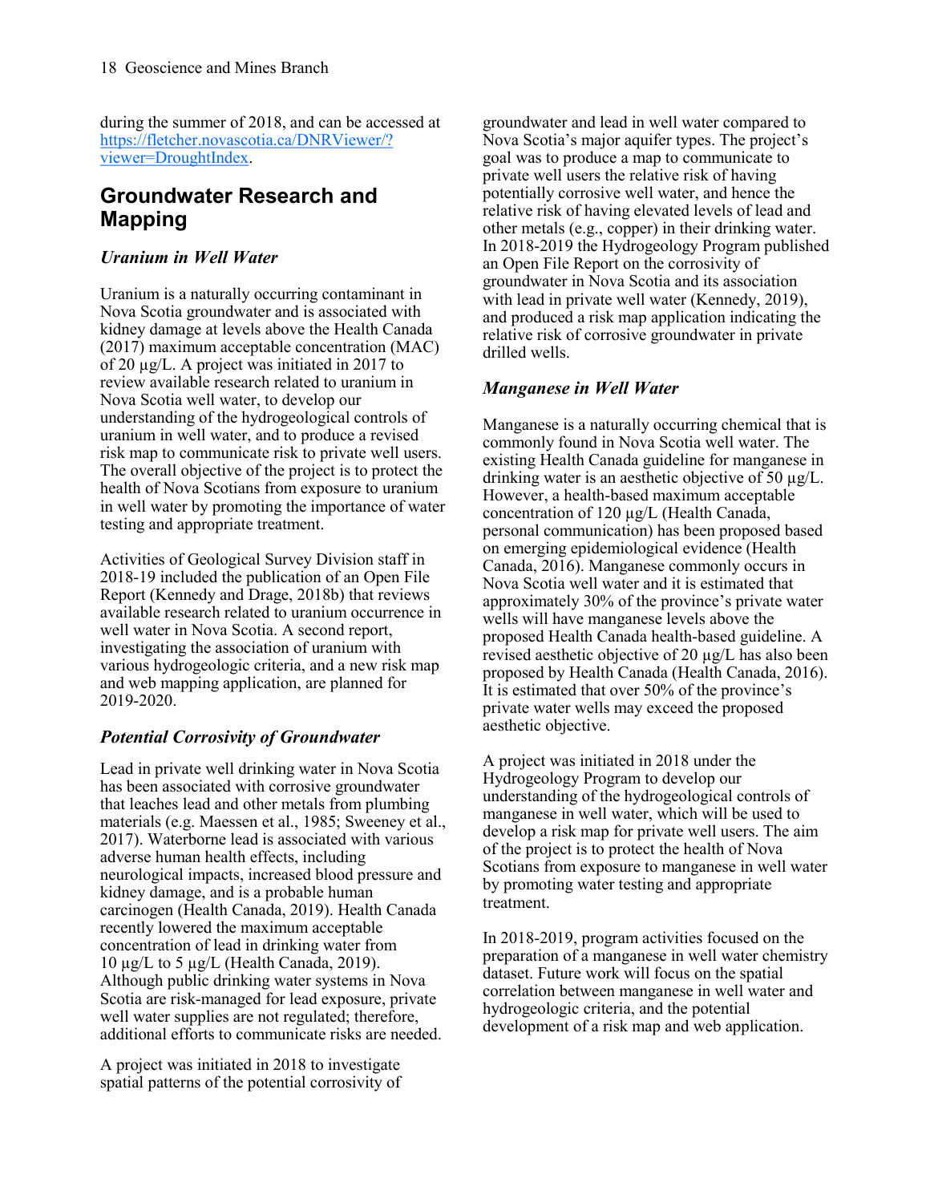during the summer of 2018, and can be accessed at [https://fletcher.novascotia.ca/DNRViewer/?viewer=DroughtIndex](https://fletcher.novascotia.ca/DNRViewer/?viewer=DroughtIndex).

## Groundwater Research and Mapping

### *Uranium in Well Water*

Uranium is a naturally occurring contaminant in Nova Scotia groundwater and is associated with kidney damage at levels above the Health Canada (2017) maximum acceptable concentration (MAC) of 20 µg/L. A project was initiated in 2017 to review available research related to uranium in Nova Scotia well water, to develop our understanding of the hydrogeological controls of uranium in well water, and to produce a revised risk map to communicate risk to private well users. The overall objective of the project is to protect the health of Nova Scotians from exposure to uranium in well water by promoting the importance of water testing and appropriate treatment.

Activities of Geological Survey Division staff in 2018-19 included the publication of an Open File Report (Kennedy and Drage, 2018b) that reviews available research related to uranium occurrence in well water in Nova Scotia. A second report, investigating the association of uranium with various hydrogeologic criteria, and a new risk map and web mapping application, are planned for 2019-2020.

### *Potential Corrosivity of Groundwater*

Lead in private well drinking water in Nova Scotia has been associated with corrosive groundwater that leaches lead and other metals from plumbing materials (e.g. Maessen et al., 1985; Sweeney et al., 2017). Waterborne lead is associated with various adverse human health effects, including neurological impacts, increased blood pressure and kidney damage, and is a probable human carcinogen (Health Canada, 2019). Health Canada recently lowered the maximum acceptable concentration of lead in drinking water from 10 µg/L to 5 µg/L (Health Canada, 2019). Although public drinking water systems in Nova Scotia are risk-managed for lead exposure, private well water supplies are not regulated; therefore, additional efforts to communicate risks are needed.

A project was initiated in 2018 to investigate spatial patterns of the potential corrosivity of groundwater and lead in well water compared to Nova Scotia's major aquifer types. The project's goal was to produce a map to communicate to private well users the relative risk of having potentially corrosive well water, and hence the relative risk of having elevated levels of lead and other metals (e.g., copper) in their drinking water. In 2018-2019 the Hydrogeology Program published an Open File Report on the corrosivity of groundwater in Nova Scotia and its association with lead in private well water (Kennedy, 2019), and produced a risk map application indicating the relative risk of corrosive groundwater in private drilled wells.

### *Manganese in Well Water*

Manganese is a naturally occurring chemical that is commonly found in Nova Scotia well water. The existing Health Canada guideline for manganese in drinking water is an aesthetic objective of 50 µg/L. However, a health-based maximum acceptable concentration of 120 µg/L (Health Canada, personal communication) has been proposed based on emerging epidemiological evidence (Health Canada, 2016). Manganese commonly occurs in Nova Scotia well water and it is estimated that approximately 30% of the province's private water wells will have manganese levels above the proposed Health Canada health-based guideline. A revised aesthetic objective of 20 µg/L has also been proposed by Health Canada (Health Canada, 2016). It is estimated that over 50% of the province's private water wells may exceed the proposed aesthetic objective.

A project was initiated in 2018 under the Hydrogeology Program to develop our understanding of the hydrogeological controls of manganese in well water, which will be used to develop a risk map for private well users. The aim of the project is to protect the health of Nova Scotians from exposure to manganese in well water by promoting water testing and appropriate treatment.

In 2018-2019, program activities focused on the preparation of a manganese in well water chemistry dataset. Future work will focus on the spatial correlation between manganese in well water and hydrogeologic criteria, and the potential development of a risk map and web application.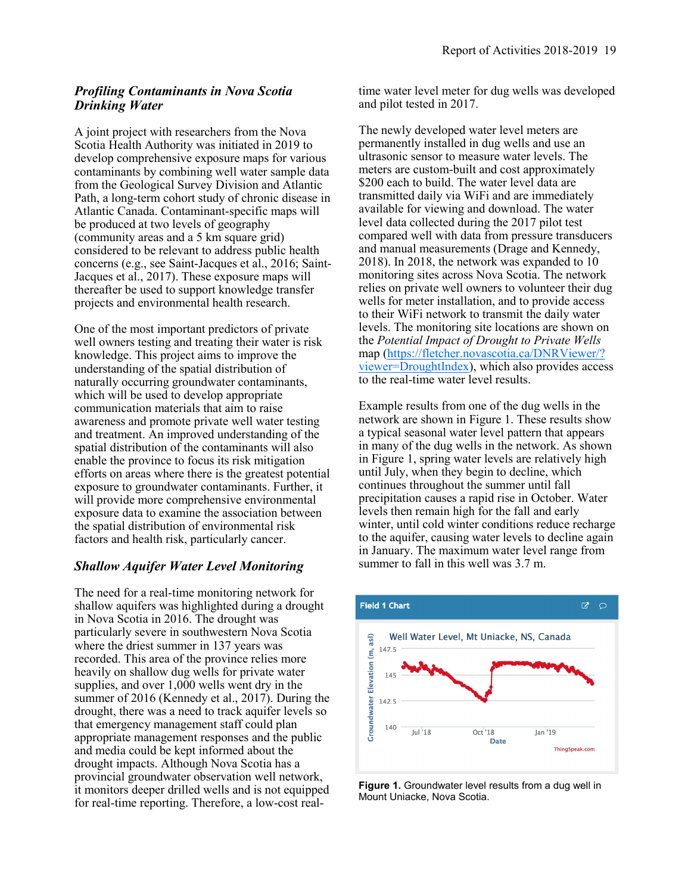### *Profiling Contaminants in Nova Scotia Drinking Water*

A joint project with researchers from the Nova Scotia Health Authority was initiated in 2019 to develop comprehensive exposure maps for various contaminants by combining well water sample data from the Geological Survey Division and Atlantic Path, a long-term cohort study of chronic disease in Atlantic Canada. Contaminant-specific maps will be produced at two levels of geography (community areas and a 5 km square grid) considered to be relevant to address public health concerns (e.g., see Saint-Jacques et al., 2016; Saint-Jacques et al., 2017). These exposure maps will thereafter be used to support knowledge transfer projects and environmental health research.

One of the most important predictors of private well owners testing and treating their water is risk knowledge. This project aims to improve the understanding of the spatial distribution of naturally occurring groundwater contaminants, which will be used to develop appropriate communication materials that aim to raise awareness and promote private well water testing and treatment. An improved understanding of the spatial distribution of the contaminants will also enable the province to focus its risk mitigation efforts on areas where there is the greatest potential exposure to groundwater contaminants. Further, it will provide more comprehensive environmental exposure data to examine the association between the spatial distribution of environmental risk factors and health risk, particularly cancer.

### *Shallow Aquifer Water Level Monitoring*

The need for a real-time monitoring network for shallow aquifers was highlighted during a drought in Nova Scotia in 2016. The drought was particularly severe in southwestern Nova Scotia where the driest summer in 137 years was recorded. This area of the province relies more heavily on shallow dug wells for private water supplies, and over 1,000 wells went dry in the summer of 2016 (Kennedy et al., 2017). During the drought, there was a need to track aquifer levels so that emergency management staff could plan appropriate management responses and the public and media could be kept informed about the drought impacts. Although Nova Scotia has a provincial groundwater observation well network, it monitors deeper drilled wells and is not equipped for real-time reporting. Therefore, a low-cost real-time water level meter for dug wells was developed and pilot tested in 2017.

The newly developed water level meters are permanently installed in dug wells and use an ultrasonic sensor to measure water levels. The meters are custom-built and cost approximately $200 each to build. The water level data are transmitted daily via WiFi and are immediately available for viewing and download. The water level data collected during the 2017 pilot test compared well with data from pressure transducers and manual measurements (Drage and Kennedy, 2018). In 2018, the network was expanded to 10 monitoring sites across Nova Scotia. The network relies on private well owners to volunteer their dug wells for meter installation, and to provide access to their WiFi network to transmit the daily water levels. The monitoring site locations are shown on the *Potential Impact of Drought to Private Wells* map (https://fletcher.novascotia.ca/DNRViewer/?viewer=DroughtIndex), which also provides access to the real-time water level results.

Example results from one of the dug wells in the network are shown in Figure 1. These results show a typical seasonal water level pattern that appears in many of the dug wells in the network. As shown in Figure 1, spring water levels are relatively high until July, when they begin to decline, which continues throughout the summer until fall precipitation causes a rapid rise in October. Water levels then remain high for the fall and early winter, until cold winter conditions reduce recharge to the aquifer, causing water levels to decline again in January. The maximum water level range from summer to fall in this well was 3.7 m.

**Figure 1.** Groundwater level results from a dug well in Mount Uniacke, Nova Scotia.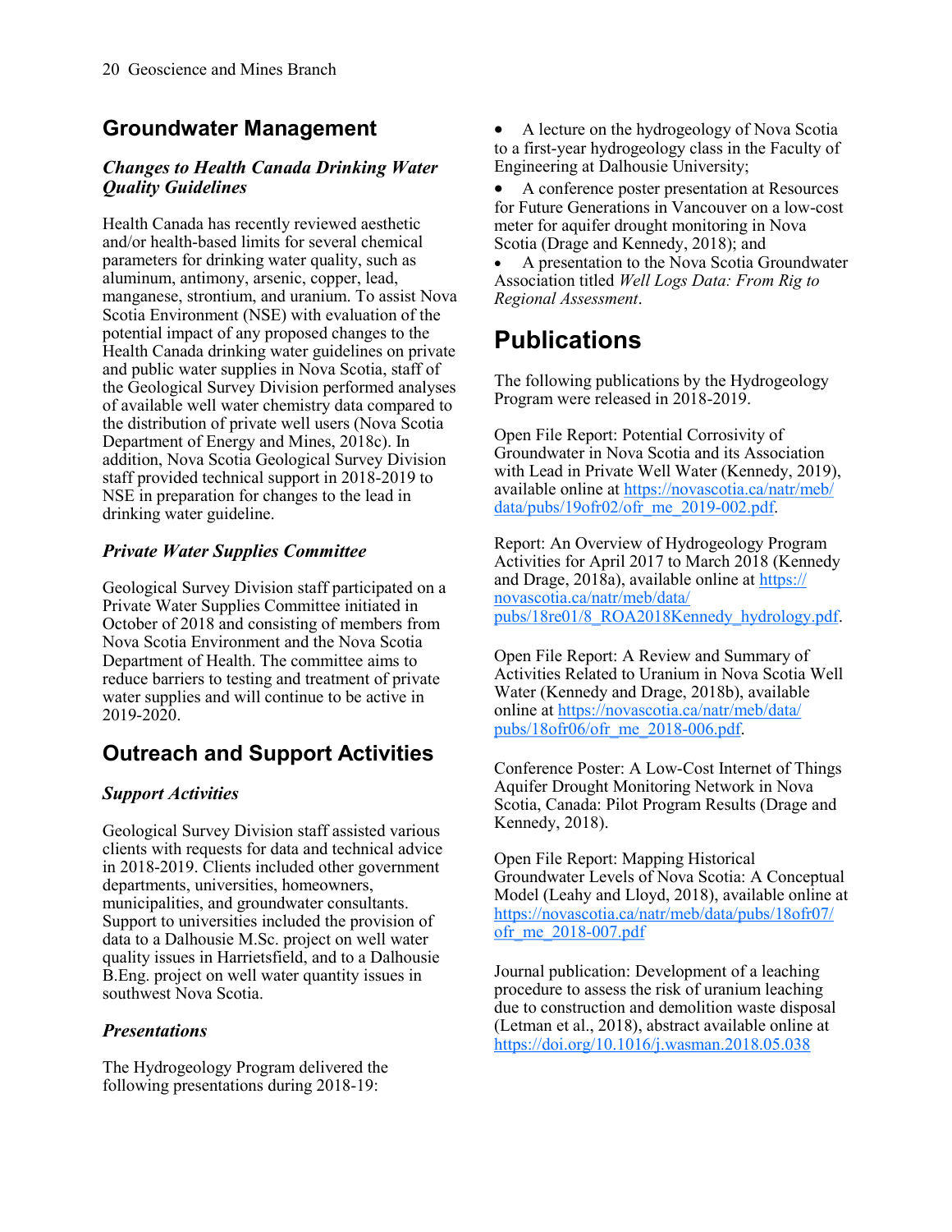## Groundwater Management

### *Changes to Health Canada Drinking Water Quality Guidelines*

Health Canada has recently reviewed aesthetic and/or health-based limits for several chemical parameters for drinking water quality, such as aluminum, antimony, arsenic, copper, lead, manganese, strontium, and uranium. To assist Nova Scotia Environment (NSE) with evaluation of the potential impact of any proposed changes to the Health Canada drinking water guidelines on private and public water supplies in Nova Scotia, staff of the Geological Survey Division performed analyses of available well water chemistry data compared to the distribution of private well users (Nova Scotia Department of Energy and Mines, 2018c). In addition, Nova Scotia Geological Survey Division staff provided technical support in 2018-2019 to NSE in preparation for changes to the lead in drinking water guideline.

### *Private Water Supplies Committee*

Geological Survey Division staff participated on a Private Water Supplies Committee initiated in October of 2018 and consisting of members from Nova Scotia Environment and the Nova Scotia Department of Health. The committee aims to reduce barriers to testing and treatment of private water supplies and will continue to be active in 2019-2020.

## Outreach and Support Activities

### *Support Activities*

Geological Survey Division staff assisted various clients with requests for data and technical advice in 2018-2019. Clients included other government departments, universities, homeowners, municipalities, and groundwater consultants. Support to universities included the provision of data to a Dalhousie M.Sc. project on well water quality issues in Harrietsfield, and to a Dalhousie B.Eng. project on well water quantity issues in southwest Nova Scotia.

### *Presentations*

The Hydrogeology Program delivered the following presentations during 2018-19:

- A lecture on the hydrogeology of Nova Scotia to a first-year hydrogeology class in the Faculty of Engineering at Dalhousie University;
- A conference poster presentation at Resources for Future Generations in Vancouver on a low-cost meter for aquifer drought monitoring in Nova Scotia (Drage and Kennedy, 2018); and
- A presentation to the Nova Scotia Groundwater Association titled *Well Logs Data: From Rig to Regional Assessment*.

# Publications

The following publications by the Hydrogeology Program were released in 2018-2019.

Open File Report: Potential Corrosivity of Groundwater in Nova Scotia and its Association with Lead in Private Well Water (Kennedy, 2019), available online at https://novascotia.ca/natr/meb/data/pubs/19ofr02/ofr_me_2019-002.pdf.

Report: An Overview of Hydrogeology Program Activities for April 2017 to March 2018 (Kennedy and Drage, 2018a), available online at https://novascotia.ca/natr/meb/data/pubs/18re01/8_ROA2018Kennedy_hydrology.pdf.

Open File Report: A Review and Summary of Activities Related to Uranium in Nova Scotia Well Water (Kennedy and Drage, 2018b), available online at https://novascotia.ca/natr/meb/data/pubs/18ofr06/ofr_me_2018-006.pdf.

Conference Poster: A Low-Cost Internet of Things Aquifer Drought Monitoring Network in Nova Scotia, Canada: Pilot Program Results (Drage and Kennedy, 2018).

Open File Report: Mapping Historical Groundwater Levels of Nova Scotia: A Conceptual Model (Leahy and Lloyd, 2018), available online at https://novascotia.ca/natr/meb/data/pubs/18ofr07/ofr_me_2018-007.pdf

Journal publication: Development of a leaching procedure to assess the risk of uranium leaching due to construction and demolition waste disposal (Letman et al., 2018), abstract available online at https://doi.org/10.1016/j.wasman.2018.05.038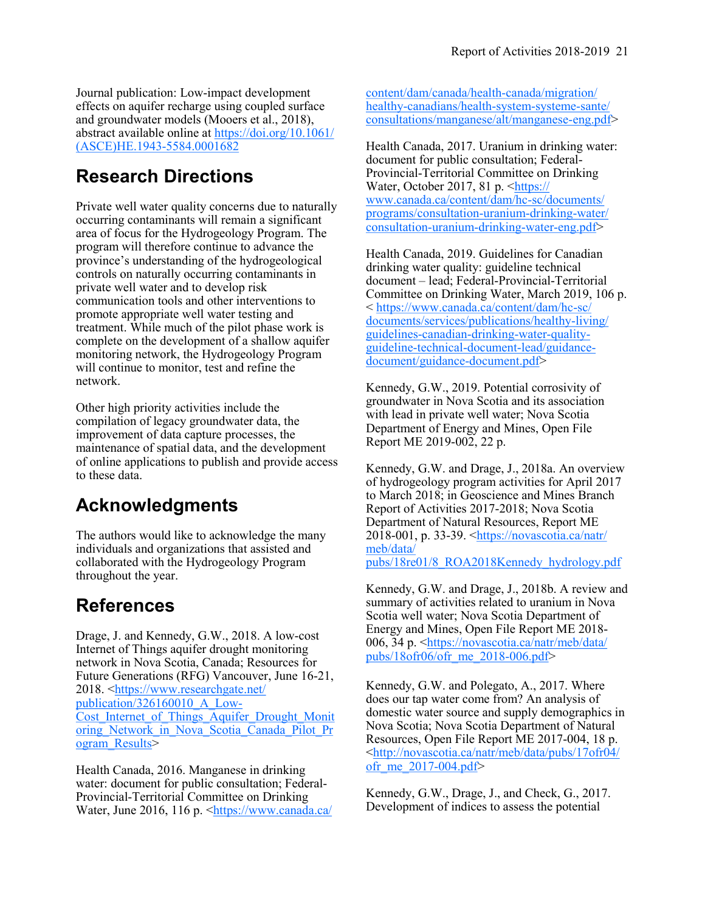Journal publication: Low-impact development effects on aquifer recharge using coupled surface and groundwater models (Mooers et al., 2018), abstract available online at https://doi.org/10.1061/(ASCE)HE.1943-5584.0001682

## Research Directions

Private well water quality concerns due to naturally occurring contaminants will remain a significant area of focus for the Hydrogeology Program. The program will therefore continue to advance the province's understanding of the hydrogeological controls on naturally occurring contaminants in private well water and to develop risk communication tools and other interventions to promote appropriate well water testing and treatment. While much of the pilot phase work is complete on the development of a shallow aquifer monitoring network, the Hydrogeology Program will continue to monitor, test and refine the network.

Other high priority activities include the compilation of legacy groundwater data, the improvement of data capture processes, the maintenance of spatial data, and the development of online applications to publish and provide access to these data.

## Acknowledgments

The authors would like to acknowledge the many individuals and organizations that assisted and collaborated with the Hydrogeology Program throughout the year.

## References

Drage, J. and Kennedy, G.W., 2018. A low-cost Internet of Things aquifer drought monitoring network in Nova Scotia, Canada; Resources for Future Generations (RFG) Vancouver, June 16-21, 2018. <https://www.researchgate.net/publication/326160010_A_Low-Cost_Internet_of_Things_Aquifer_Drought_Monitoring_Network_in_Nova_Scotia_Canada_Pilot_Program_Results>

Health Canada, 2016. Manganese in drinking water: document for public consultation; Federal-Provincial-Territorial Committee on Drinking Water, June 2016, 116 p. <https://www.canada.ca/content/dam/canada/health-canada/migration/healthy-canadians/health-system-systeme-sante/consultations/manganese/alt/manganese-eng.pdf>

Health Canada, 2017. Uranium in drinking water: document for public consultation; Federal-Provincial-Territorial Committee on Drinking Water, October 2017, 81 p. <https://www.canada.ca/content/dam/hc-sc/documents/programs/consultation-uranium-drinking-water/consultation-uranium-drinking-water-eng.pdf>

Health Canada, 2019. Guidelines for Canadian drinking water quality: guideline technical document – lead; Federal-Provincial-Territorial Committee on Drinking Water, March 2019, 106 p. < https://www.canada.ca/content/dam/hc-sc/documents/services/publications/healthy-living/guidelines-canadian-drinking-water-quality-guideline-technical-document-lead/guidance-document/guidance-document.pdf>

Kennedy, G.W., 2019. Potential corrosivity of groundwater in Nova Scotia and its association with lead in private well water; Nova Scotia Department of Energy and Mines, Open File Report ME 2019-002, 22 p.

Kennedy, G.W. and Drage, J., 2018a. An overview of hydrogeology program activities for April 2017 to March 2018; in Geoscience and Mines Branch Report of Activities 2017-2018; Nova Scotia Department of Natural Resources, Report ME 2018-001, p. 33-39. <https://novascotia.ca/natr/meb/data/pubs/18re01/8_ROA2018Kennedy_hydrology.pdf

Kennedy, G.W. and Drage, J., 2018b. A review and summary of activities related to uranium in Nova Scotia well water; Nova Scotia Department of Energy and Mines, Open File Report ME 2018-006, 34 p. <https://novascotia.ca/natr/meb/data/pubs/18ofr06/ofr_me_2018-006.pdf>

Kennedy, G.W. and Polegato, A., 2017. Where does our tap water come from? An analysis of domestic water source and supply demographics in Nova Scotia; Nova Scotia Department of Natural Resources, Open File Report ME 2017-004, 18 p. <http://novascotia.ca/natr/meb/data/pubs/17ofr04/ofr_me_2017-004.pdf>

Kennedy, G.W., Drage, J., and Check, G., 2017. Development of indices to assess the potential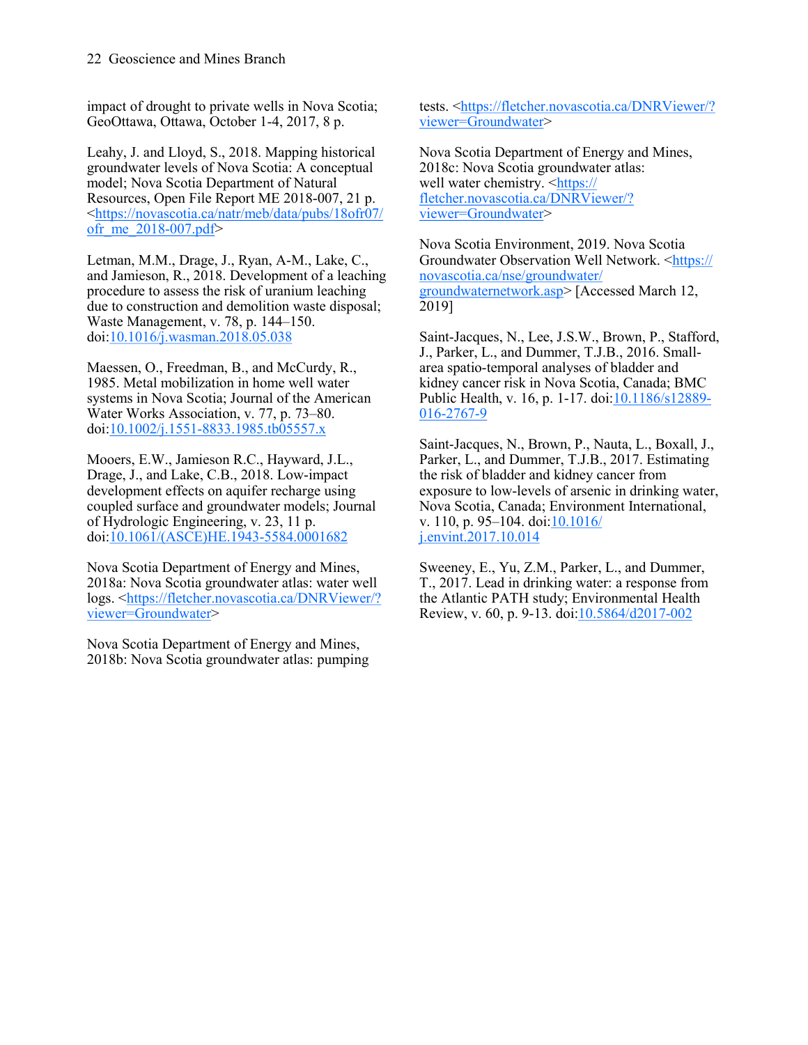impact of drought to private wells in Nova Scotia; GeoOttawa, Ottawa, October 1-4, 2017, 8 p.

Leahy, J. and Lloyd, S., 2018. Mapping historical groundwater levels of Nova Scotia: A conceptual model; Nova Scotia Department of Natural Resources, Open File Report ME 2018-007, 21 p. <https://novascotia.ca/natr/meb/data/pubs/18ofr07/ofr_me_2018-007.pdf>

Letman, M.M., Drage, J., Ryan, A-M., Lake, C., and Jamieson, R., 2018. Development of a leaching procedure to assess the risk of uranium leaching due to construction and demolition waste disposal; Waste Management, v. 78, p. 144–150. doi:10.1016/j.wasman.2018.05.038

Maessen, O., Freedman, B., and McCurdy, R., 1985. Metal mobilization in home well water systems in Nova Scotia; Journal of the American Water Works Association, v. 77, p. 73–80. doi:10.1002/j.1551-8833.1985.tb05557.x

Mooers, E.W., Jamieson R.C., Hayward, J.L., Drage, J., and Lake, C.B., 2018. Low-impact development effects on aquifer recharge using coupled surface and groundwater models; Journal of Hydrologic Engineering, v. 23, 11 p. doi:10.1061/(ASCE)HE.1943-5584.0001682

Nova Scotia Department of Energy and Mines, 2018a: Nova Scotia groundwater atlas: water well logs. <https://fletcher.novascotia.ca/DNRViewer/?viewer=Groundwater>

Nova Scotia Department of Energy and Mines, 2018b: Nova Scotia groundwater atlas: pumping tests. <https://fletcher.novascotia.ca/DNRViewer/?viewer=Groundwater>

Nova Scotia Department of Energy and Mines, 2018c: Nova Scotia groundwater atlas: well water chemistry. <https://fletcher.novascotia.ca/DNRViewer/?viewer=Groundwater>

Nova Scotia Environment, 2019. Nova Scotia Groundwater Observation Well Network. <https://novascotia.ca/nse/groundwater/groundwaternetwork.asp> [Accessed March 12, 2019]

Saint-Jacques, N., Lee, J.S.W., Brown, P., Stafford, J., Parker, L., and Dummer, T.J.B., 2016. Small-area spatio-temporal analyses of bladder and kidney cancer risk in Nova Scotia, Canada; BMC Public Health, v. 16, p. 1-17. doi:10.1186/s12889-016-2767-9

Saint-Jacques, N., Brown, P., Nauta, L., Boxall, J., Parker, L., and Dummer, T.J.B., 2017. Estimating the risk of bladder and kidney cancer from exposure to low-levels of arsenic in drinking water, Nova Scotia, Canada; Environment International, v. 110, p. 95–104. doi:10.1016/j.envint.2017.10.014

Sweeney, E., Yu, Z.M., Parker, L., and Dummer, T., 2017. Lead in drinking water: a response from the Atlantic PATH study; Environmental Health Review, v. 60, p. 9-13. doi:10.5864/d2017-002